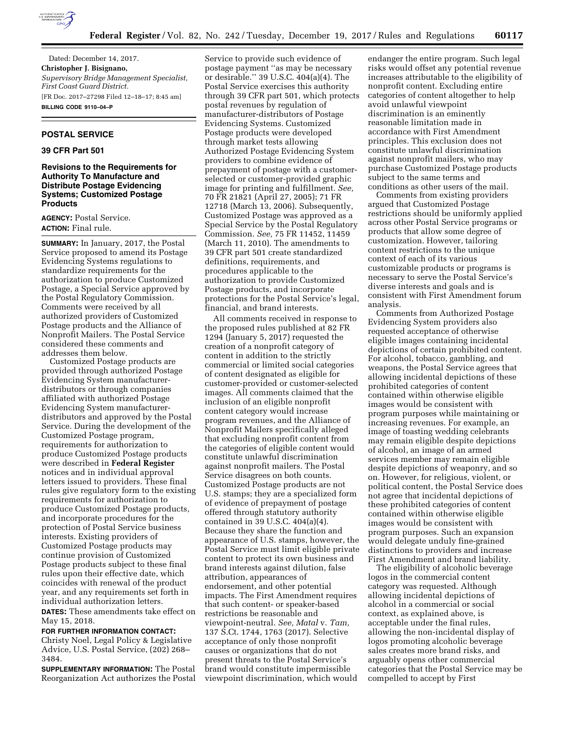Dated: December 14, 2017.

**Christopher J. Bisignano,**

*Supervisory Bridge Management Specialist, First Coast Guard District.*

[FR Doc. 2017–27298 Filed 12–18–17; 8:45 am]

**BILLING CODE 9110–04–P**

## POSTAL SERVICE

### 39 CFR Part 501

### Revisions to the Requirements for Authority To Manufacture and Distribute Postage Evidencing Systems; Customized Postage Products

**AGENCY:** Postal Service.

**ACTION:** Final rule.

**SUMMARY:** In January, 2017, the Postal Service proposed to amend its Postage Evidencing Systems regulations to standardize requirements for the authorization to produce Customized Postage, a Special Service approved by the Postal Regulatory Commission. Comments were received by all authorized providers of Customized Postage products and the Alliance of Nonprofit Mailers. The Postal Service considered these comments and addresses them below.

Customized Postage products are provided through authorized Postage Evidencing System manufacturer-distributors or through companies affiliated with authorized Postage Evidencing System manufacturer-distributors and approved by the Postal Service. During the development of the Customized Postage program, requirements for authorization to produce Customized Postage products were described in **Federal Register** notices and in individual approval letters issued to providers. These final rules give regulatory form to the existing requirements for authorization to produce Customized Postage products, and incorporate procedures for the protection of Postal Service business interests. Existing providers of Customized Postage products may continue provision of Customized Postage products subject to these final rules upon their effective date, which coincides with renewal of the product year, and any requirements set forth in individual authorization letters.

**DATES:** These amendments take effect on May 15, 2018.

**FOR FURTHER INFORMATION CONTACT:** Christy Noel, Legal Policy & Legislative Advice, U.S. Postal Service, (202) 268–3484.

**SUPPLEMENTARY INFORMATION:** The Postal Reorganization Act authorizes the Postal Service to provide such evidence of postage payment ''as may be necessary or desirable.'' 39 U.S.C. 404(a)(4). The Postal Service exercises this authority through 39 CFR part 501, which protects postal revenues by regulation of manufacturer-distributors of Postage Evidencing Systems. Customized Postage products were developed through market tests allowing Authorized Postage Evidencing System providers to combine evidence of prepayment of postage with a customer-selected or customer-provided graphic image for printing and fulfillment. *See,* 70 FR 21821 (April 27, 2005); 71 FR 12718 (March 13, 2006). Subsequently, Customized Postage was approved as a Special Service by the Postal Regulatory Commission. *See,* 75 FR 11452, 11459 (March 11, 2010). The amendments to 39 CFR part 501 create standardized definitions, requirements, and procedures applicable to the authorization to provide Customized Postage products, and incorporate protections for the Postal Service's legal, financial, and brand interests.

All comments received in response to the proposed rules published at 82 FR 1294 (January 5, 2017) requested the creation of a nonprofit category of content in addition to the strictly commercial or limited social categories of content designated as eligible for customer-provided or customer-selected images. All comments claimed that the inclusion of an eligible nonprofit content category would increase program revenues, and the Alliance of Nonprofit Mailers specifically alleged that excluding nonprofit content from the categories of eligible content would constitute unlawful discrimination against nonprofit mailers. The Postal Service disagrees on both counts. Customized Postage products are not U.S. stamps; they are a specialized form of evidence of prepayment of postage offered through statutory authority contained in 39 U.S.C. 404(a)(4). Because they share the function and appearance of U.S. stamps, however, the Postal Service must limit eligible private content to protect its own business and brand interests against dilution, false attribution, appearances of endorsement, and other potential impacts. The First Amendment requires that such content- or speaker-based restrictions be reasonable and viewpoint-neutral. *See, Matal* v. *Tam,* 137 S.Ct. 1744, 1763 (2017). Selective acceptance of only those nonprofit causes or organizations that do not present threats to the Postal Service's brand would constitute impermissible viewpoint discrimination, which would endanger the entire program. Such legal risks would offset any potential revenue increases attributable to the eligibility of nonprofit content. Excluding entire categories of content altogether to help avoid unlawful viewpoint discrimination is an eminently reasonable limitation made in accordance with First Amendment principles. This exclusion does not constitute unlawful discrimination against nonprofit mailers, who may purchase Customized Postage products subject to the same terms and conditions as other users of the mail.

Comments from existing providers argued that Customized Postage restrictions should be uniformly applied across other Postal Service programs or products that allow some degree of customization. However, tailoring content restrictions to the unique context of each of its various customizable products or programs is necessary to serve the Postal Service's diverse interests and goals and is consistent with First Amendment forum analysis.

Comments from Authorized Postage Evidencing System providers also requested acceptance of otherwise eligible images containing incidental depictions of certain prohibited content. For alcohol, tobacco, gambling, and weapons, the Postal Service agrees that allowing incidental depictions of these prohibited categories of content contained within otherwise eligible images would be consistent with program purposes while maintaining or increasing revenues. For example, an image of toasting wedding celebrants may remain eligible despite depictions of alcohol, an image of an armed services member may remain eligible despite depictions of weaponry, and so on. However, for religious, violent, or political content, the Postal Service does not agree that incidental depictions of these prohibited categories of content contained within otherwise eligible images would be consistent with program purposes. Such an expansion would delegate unduly fine-grained distinctions to providers and increase First Amendment and brand liability.

The eligibility of alcoholic beverage logos in the commercial content category was requested. Although allowing incidental depictions of alcohol in a commercial or social context, as explained above, is acceptable under the final rules, allowing the non-incidental display of logos promoting alcoholic beverage sales creates more brand risks, and arguably opens other commercial categories that the Postal Service may be compelled to accept by First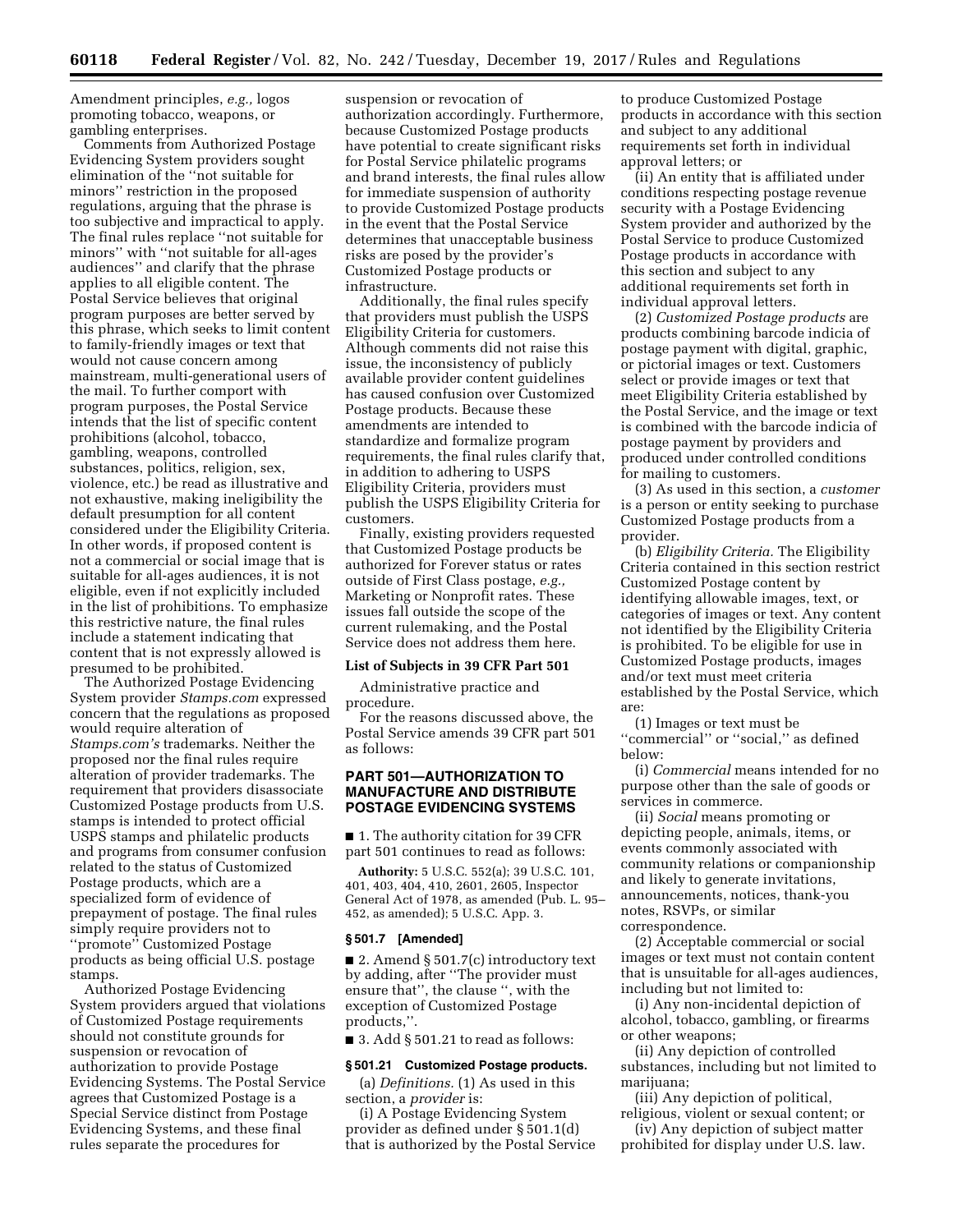Amendment principles, *e.g.,* logos promoting tobacco, weapons, or gambling enterprises.

Comments from Authorized Postage Evidencing System providers sought elimination of the ''not suitable for minors'' restriction in the proposed regulations, arguing that the phrase is too subjective and impractical to apply. The final rules replace ''not suitable for minors'' with ''not suitable for all-ages audiences'' and clarify that the phrase applies to all eligible content. The Postal Service believes that original program purposes are better served by this phrase, which seeks to limit content to family-friendly images or text that would not cause concern among mainstream, multi-generational users of the mail. To further comport with program purposes, the Postal Service intends that the list of specific content prohibitions (alcohol, tobacco, gambling, weapons, controlled substances, politics, religion, sex, violence, etc.) be read as illustrative and not exhaustive, making ineligibility the default presumption for all content considered under the Eligibility Criteria. In other words, if proposed content is not a commercial or social image that is suitable for all-ages audiences, it is not eligible, even if not explicitly included in the list of prohibitions. To emphasize this restrictive nature, the final rules include a statement indicating that content that is not expressly allowed is presumed to be prohibited.

The Authorized Postage Evidencing System provider *Stamps.com* expressed concern that the regulations as proposed would require alteration of *Stamps.com's* trademarks. Neither the proposed nor the final rules require alteration of provider trademarks. The requirement that providers disassociate Customized Postage products from U.S. stamps is intended to protect official USPS stamps and philatelic products and programs from consumer confusion related to the status of Customized Postage products, which are a specialized form of evidence of prepayment of postage. The final rules simply require providers not to ''promote'' Customized Postage products as being official U.S. postage stamps.

Authorized Postage Evidencing System providers argued that violations of Customized Postage requirements should not constitute grounds for suspension or revocation of authorization to provide Postage Evidencing Systems. The Postal Service agrees that Customized Postage is a Special Service distinct from Postage Evidencing Systems, and these final rules separate the procedures for suspension or revocation of authorization accordingly. Furthermore, because Customized Postage products have potential to create significant risks for Postal Service philatelic programs and brand interests, the final rules allow for immediate suspension of authority to provide Customized Postage products in the event that the Postal Service determines that unacceptable business risks are posed by the provider's Customized Postage products or infrastructure.

Additionally, the final rules specify that providers must publish the USPS Eligibility Criteria for customers. Although comments did not raise this issue, the inconsistency of publicly available provider content guidelines has caused confusion over Customized Postage products. Because these amendments are intended to standardize and formalize program requirements, the final rules clarify that, in addition to adhering to USPS Eligibility Criteria, providers must publish the USPS Eligibility Criteria for customers.

Finally, existing providers requested that Customized Postage products be authorized for Forever status or rates outside of First Class postage, *e.g.,* Marketing or Nonprofit rates. These issues fall outside the scope of the current rulemaking, and the Postal Service does not address them here.

## List of Subjects in 39 CFR Part 501

Administrative practice and procedure.

For the reasons discussed above, the Postal Service amends 39 CFR part 501 as follows:

## PART 501—AUTHORIZATION TO MANUFACTURE AND DISTRIBUTE POSTAGE EVIDENCING SYSTEMS

■ 1. The authority citation for 39 CFR part 501 continues to read as follows:

**Authority:** 5 U.S.C. 552(a); 39 U.S.C. 101, 401, 403, 404, 410, 2601, 2605, Inspector General Act of 1978, as amended (Pub. L. 95–452, as amended); 5 U.S.C. App. 3.

### § 501.7 [Amended]

■ 2. Amend § 501.7(c) introductory text by adding, after ''The provider must ensure that'', the clause '', with the exception of Customized Postage products,''.

■ 3. Add § 501.21 to read as follows:

### § 501.21 Customized Postage products.

(a) *Definitions.* (1) As used in this section, a *provider* is:

(i) A Postage Evidencing System provider as defined under § 501.1(d) that is authorized by the Postal Service to produce Customized Postage products in accordance with this section and subject to any additional requirements set forth in individual approval letters; or

(ii) An entity that is affiliated under conditions respecting postage revenue security with a Postage Evidencing System provider and authorized by the Postal Service to produce Customized Postage products in accordance with this section and subject to any additional requirements set forth in individual approval letters.

(2) *Customized Postage products* are products combining barcode indicia of postage payment with digital, graphic, or pictorial images or text. Customers select or provide images or text that meet Eligibility Criteria established by the Postal Service, and the image or text is combined with the barcode indicia of postage payment by providers and produced under controlled conditions for mailing to customers.

(3) As used in this section, a *customer* is a person or entity seeking to purchase Customized Postage products from a provider.

(b) *Eligibility Criteria.* The Eligibility Criteria contained in this section restrict Customized Postage content by identifying allowable images, text, or categories of images or text. Any content not identified by the Eligibility Criteria is prohibited. To be eligible for use in Customized Postage products, images and/or text must meet criteria established by the Postal Service, which are:

(1) Images or text must be ''commercial'' or ''social,'' as defined below:

(i) *Commercial* means intended for no purpose other than the sale of goods or services in commerce.

(ii) *Social* means promoting or depicting people, animals, items, or events commonly associated with community relations or companionship and likely to generate invitations, announcements, notices, thank-you notes, RSVPs, or similar correspondence.

(2) Acceptable commercial or social images or text must not contain content that is unsuitable for all-ages audiences, including but not limited to:

(i) Any non-incidental depiction of alcohol, tobacco, gambling, or firearms or other weapons;

(ii) Any depiction of controlled substances, including but not limited to marijuana;

(iii) Any depiction of political, religious, violent or sexual content; or

(iv) Any depiction of subject matter prohibited for display under U.S. law.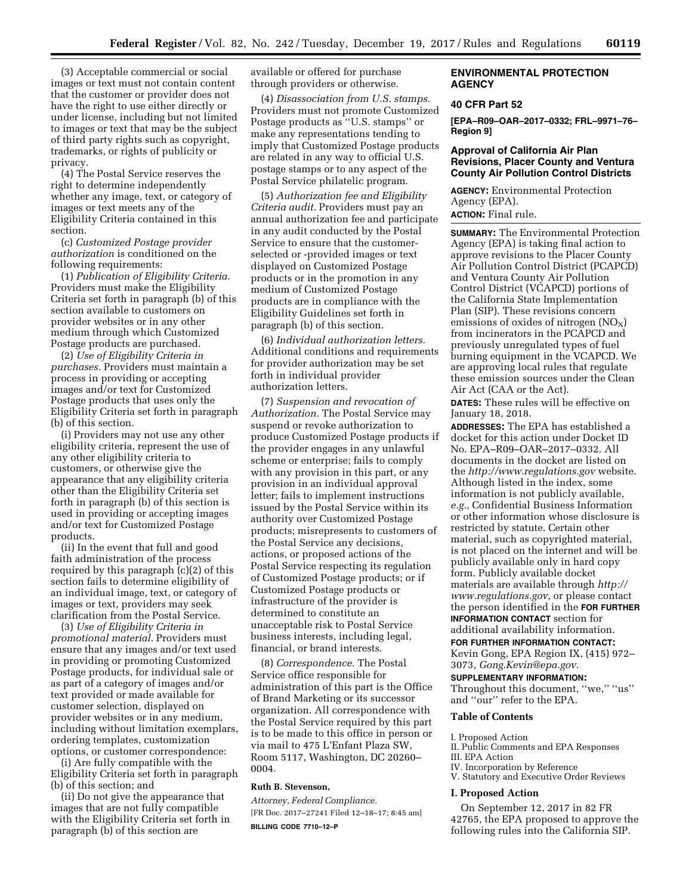(3) Acceptable commercial or social images or text must not contain content that the customer or provider does not have the right to use either directly or under license, including but not limited to images or text that may be the subject of third party rights such as copyright, trademarks, or rights of publicity or privacy.

(4) The Postal Service reserves the right to determine independently whether any image, text, or category of images or text meets any of the Eligibility Criteria contained in this section.

(c) *Customized Postage provider authorization* is conditioned on the following requirements:

(1) *Publication of Eligibility Criteria.* Providers must make the Eligibility Criteria set forth in paragraph (b) of this section available to customers on provider websites or in any other medium through which Customized Postage products are purchased.

(2) *Use of Eligibility Criteria in purchases.* Providers must maintain a process in providing or accepting images and/or text for Customized Postage products that uses only the Eligibility Criteria set forth in paragraph (b) of this section.

(i) Providers may not use any other eligibility criteria, represent the use of any other eligibility criteria to customers, or otherwise give the appearance that any eligibility criteria other than the Eligibility Criteria set forth in paragraph (b) of this section is used in providing or accepting images and/or text for Customized Postage products.

(ii) In the event that full and good faith administration of the process required by this paragraph (c)(2) of this section fails to determine eligibility of an individual image, text, or category of images or text, providers may seek clarification from the Postal Service.

(3) *Use of Eligibility Criteria in promotional material.* Providers must ensure that any images and/or text used in providing or promoting Customized Postage products, for individual sale or as part of a category of images and/or text provided or made available for customer selection, displayed on provider websites or in any medium, including without limitation exemplars, ordering templates, customization options, or customer correspondence:

(i) Are fully compatible with the Eligibility Criteria set forth in paragraph (b) of this section; and

(ii) Do not give the appearance that images that are not fully compatible with the Eligibility Criteria set forth in paragraph (b) of this section are available or offered for purchase through providers or otherwise.

(4) *Disassociation from U.S. stamps.* Providers must not promote Customized Postage products as ''U.S. stamps'' or make any representations tending to imply that Customized Postage products are related in any way to official U.S. postage stamps or to any aspect of the Postal Service philatelic program.

(5) *Authorization fee and Eligibility Criteria audit.* Providers must pay an annual authorization fee and participate in any audit conducted by the Postal Service to ensure that the customer-selected or -provided images or text displayed on Customized Postage products or in the promotion in any medium of Customized Postage products are in compliance with the Eligibility Guidelines set forth in paragraph (b) of this section.

(6) *Individual authorization letters.* Additional conditions and requirements for provider authorization may be set forth in individual provider authorization letters.

(7) *Suspension and revocation of Authorization.* The Postal Service may suspend or revoke authorization to produce Customized Postage products if the provider engages in any unlawful scheme or enterprise; fails to comply with any provision in this part, or any provision in an individual approval letter; fails to implement instructions issued by the Postal Service within its authority over Customized Postage products; misrepresents to customers of the Postal Service any decisions, actions, or proposed actions of the Postal Service respecting its regulation of Customized Postage products; or if Customized Postage products or infrastructure of the provider is determined to constitute an unacceptable risk to Postal Service business interests, including legal, financial, or brand interests.

(8) *Correspondence.* The Postal Service office responsible for administration of this part is the Office of Brand Marketing or its successor organization. All correspondence with the Postal Service required by this part is to be made to this office in person or via mail to 475 L'Enfant Plaza SW, Room 5117, Washington, DC 20260–0004.

**Ruth B. Stevenson,**

*Attorney, Federal Compliance.*

[FR Doc. 2017–27241 Filed 12–18–17; 8:45 am]

**BILLING CODE 7710–12–P**

## ENVIRONMENTAL PROTECTION AGENCY

### 40 CFR Part 52

**[EPA–R09–OAR–2017–0332; FRL–9971–76–Region 9]**

### Approval of California Air Plan Revisions, Placer County and Ventura County Air Pollution Control Districts

**AGENCY:** Environmental Protection Agency (EPA).

**ACTION:** Final rule.

**SUMMARY:** The Environmental Protection Agency (EPA) is taking final action to approve revisions to the Placer County Air Pollution Control District (PCAPCD) and Ventura County Air Pollution Control District (VCAPCD) portions of the California State Implementation Plan (SIP). These revisions concern emissions of oxides of nitrogen ($NO_X$) from incinerators in the PCAPCD and previously unregulated types of fuel burning equipment in the VCAPCD. We are approving local rules that regulate these emission sources under the Clean Air Act (CAA or the Act).

**DATES:** These rules will be effective on January 18, 2018.

**ADDRESSES:** The EPA has established a docket for this action under Docket ID No. EPA–R09–OAR–2017–0332. All documents in the docket are listed on the *http://www.regulations.gov* website. Although listed in the index, some information is not publicly available, *e.g.,* Confidential Business Information or other information whose disclosure is restricted by statute. Certain other material, such as copyrighted material, is not placed on the internet and will be publicly available only in hard copy form. Publicly available docket materials are available through *http://www.regulations.gov,* or please contact the person identified in the **FOR FURTHER INFORMATION CONTACT** section for additional availability information.

**FOR FURTHER INFORMATION CONTACT:** Kevin Gong, EPA Region IX, (415) 972–3073, *Gong.Kevin@epa.gov.*

**SUPPLEMENTARY INFORMATION:** Throughout this document, ''we,'' ''us'' and ''our'' refer to the EPA.

#### Table of Contents

I. Proposed Action
II. Public Comments and EPA Responses
III. EPA Action
IV. Incorporation by Reference
V. Statutory and Executive Order Reviews

#### I. Proposed Action

On September 12, 2017 in 82 FR 42765, the EPA proposed to approve the following rules into the California SIP.